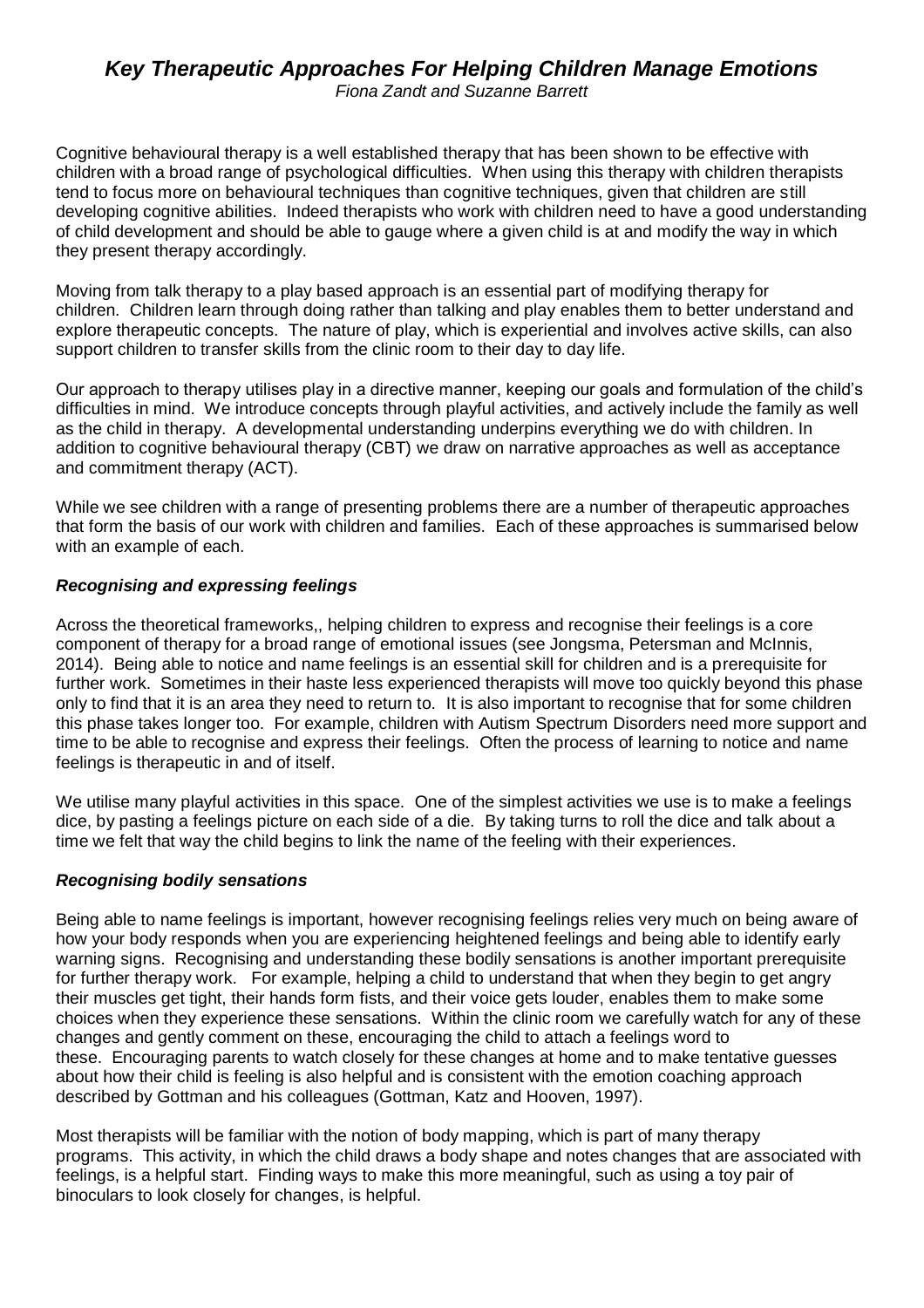# *Key Therapeutic Approaches For Helping Children Manage Emotions*

*Fiona Zandt and Suzanne Barrett*

Cognitive behavioural therapy is a well established therapy that has been shown to be effective with children with a broad range of psychological difficulties. When using this therapy with children therapists tend to focus more on behavioural techniques than cognitive techniques, given that children are still developing cognitive abilities. Indeed therapists who work with children need to have a good understanding of child development and should be able to gauge where a given child is at and modify the way in which they present therapy accordingly.

Moving from talk therapy to a play based approach is an essential part of modifying therapy for children. Children learn through doing rather than talking and play enables them to better understand and explore therapeutic concepts. The nature of play, which is experiential and involves active skills, can also support children to transfer skills from the clinic room to their day to day life.

Our approach to therapy utilises play in a directive manner, keeping our goals and formulation of the child's difficulties in mind. We introduce concepts through playful activities, and actively include the family as well as the child in therapy. A developmental understanding underpins everything we do with children. In addition to cognitive behavioural therapy (CBT) we draw on narrative approaches as well as acceptance and commitment therapy (ACT).

While we see children with a range of presenting problems there are a number of therapeutic approaches that form the basis of our work with children and families. Each of these approaches is summarised below with an example of each.

### *Recognising and expressing feelings*

Across the theoretical frameworks,, helping children to express and recognise their feelings is a core component of therapy for a broad range of emotional issues (see Jongsma, Petersman and McInnis, 2014). Being able to notice and name feelings is an essential skill for children and is a prerequisite for further work. Sometimes in their haste less experienced therapists will move too quickly beyond this phase only to find that it is an area they need to return to. It is also important to recognise that for some children this phase takes longer too. For example, children with Autism Spectrum Disorders need more support and time to be able to recognise and express their feelings. Often the process of learning to notice and name feelings is therapeutic in and of itself.

We utilise many playful activities in this space. One of the simplest activities we use is to make a feelings dice, by pasting a feelings picture on each side of a die. By taking turns to roll the dice and talk about a time we felt that way the child begins to link the name of the feeling with their experiences.

### *Recognising bodily sensations*

Being able to name feelings is important, however recognising feelings relies very much on being aware of how your body responds when you are experiencing heightened feelings and being able to identify early warning signs. Recognising and understanding these bodily sensations is another important prerequisite for further therapy work. For example, helping a child to understand that when they begin to get angry their muscles get tight, their hands form fists, and their voice gets louder, enables them to make some choices when they experience these sensations. Within the clinic room we carefully watch for any of these changes and gently comment on these, encouraging the child to attach a feelings word to these. Encouraging parents to watch closely for these changes at home and to make tentative guesses about how their child is feeling is also helpful and is consistent with the emotion coaching approach described by Gottman and his colleagues (Gottman, Katz and Hooven, 1997).

Most therapists will be familiar with the notion of body mapping, which is part of many therapy programs. This activity, in which the child draws a body shape and notes changes that are associated with feelings, is a helpful start. Finding ways to make this more meaningful, such as using a toy pair of binoculars to look closely for changes, is helpful.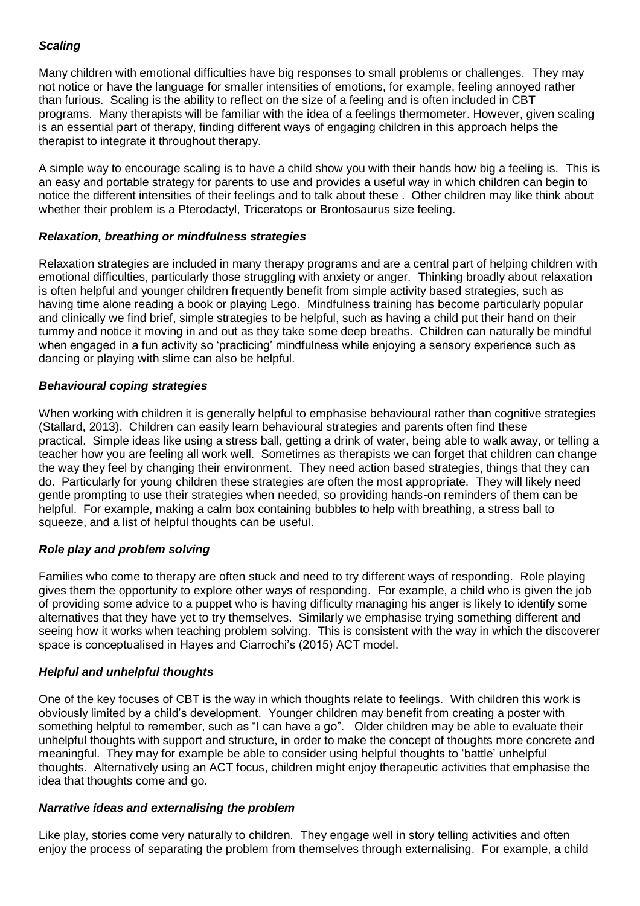### *Scaling*

Many children with emotional difficulties have big responses to small problems or challenges. They may not notice or have the language for smaller intensities of emotions, for example, feeling annoyed rather than furious. Scaling is the ability to reflect on the size of a feeling and is often included in CBT programs. Many therapists will be familiar with the idea of a feelings thermometer. However, given scaling is an essential part of therapy, finding different ways of engaging children in this approach helps the therapist to integrate it throughout therapy.

A simple way to encourage scaling is to have a child show you with their hands how big a feeling is. This is an easy and portable strategy for parents to use and provides a useful way in which children can begin to notice the different intensities of their feelings and to talk about these . Other children may like think about whether their problem is a Pterodactyl, Triceratops or Brontosaurus size feeling.

### *Relaxation, breathing or mindfulness strategies*

Relaxation strategies are included in many therapy programs and are a central part of helping children with emotional difficulties, particularly those struggling with anxiety or anger. Thinking broadly about relaxation is often helpful and younger children frequently benefit from simple activity based strategies, such as having time alone reading a book or playing Lego. Mindfulness training has become particularly popular and clinically we find brief, simple strategies to be helpful, such as having a child put their hand on their tummy and notice it moving in and out as they take some deep breaths. Children can naturally be mindful when engaged in a fun activity so 'practicing' mindfulness while enjoying a sensory experience such as dancing or playing with slime can also be helpful.

### *Behavioural coping strategies*

When working with children it is generally helpful to emphasise behavioural rather than cognitive strategies (Stallard, 2013). Children can easily learn behavioural strategies and parents often find these practical. Simple ideas like using a stress ball, getting a drink of water, being able to walk away, or telling a teacher how you are feeling all work well. Sometimes as therapists we can forget that children can change the way they feel by changing their environment. They need action based strategies, things that they can do. Particularly for young children these strategies are often the most appropriate. They will likely need gentle prompting to use their strategies when needed, so providing hands-on reminders of them can be helpful. For example, making a calm box containing bubbles to help with breathing, a stress ball to squeeze, and a list of helpful thoughts can be useful.

### *Role play and problem solving*

Families who come to therapy are often stuck and need to try different ways of responding. Role playing gives them the opportunity to explore other ways of responding. For example, a child who is given the job of providing some advice to a puppet who is having difficulty managing his anger is likely to identify some alternatives that they have yet to try themselves. Similarly we emphasise trying something different and seeing how it works when teaching problem solving. This is consistent with the way in which the discoverer space is conceptualised in Hayes and Ciarrochi's (2015) ACT model.

### *Helpful and unhelpful thoughts*

One of the key focuses of CBT is the way in which thoughts relate to feelings. With children this work is obviously limited by a child's development. Younger children may benefit from creating a poster with something helpful to remember, such as "I can have a go". Older children may be able to evaluate their unhelpful thoughts with support and structure, in order to make the concept of thoughts more concrete and meaningful. They may for example be able to consider using helpful thoughts to 'battle' unhelpful thoughts. Alternatively using an ACT focus, children might enjoy therapeutic activities that emphasise the idea that thoughts come and go.

### *Narrative ideas and externalising the problem*

Like play, stories come very naturally to children. They engage well in story telling activities and often enjoy the process of separating the problem from themselves through externalising. For example, a child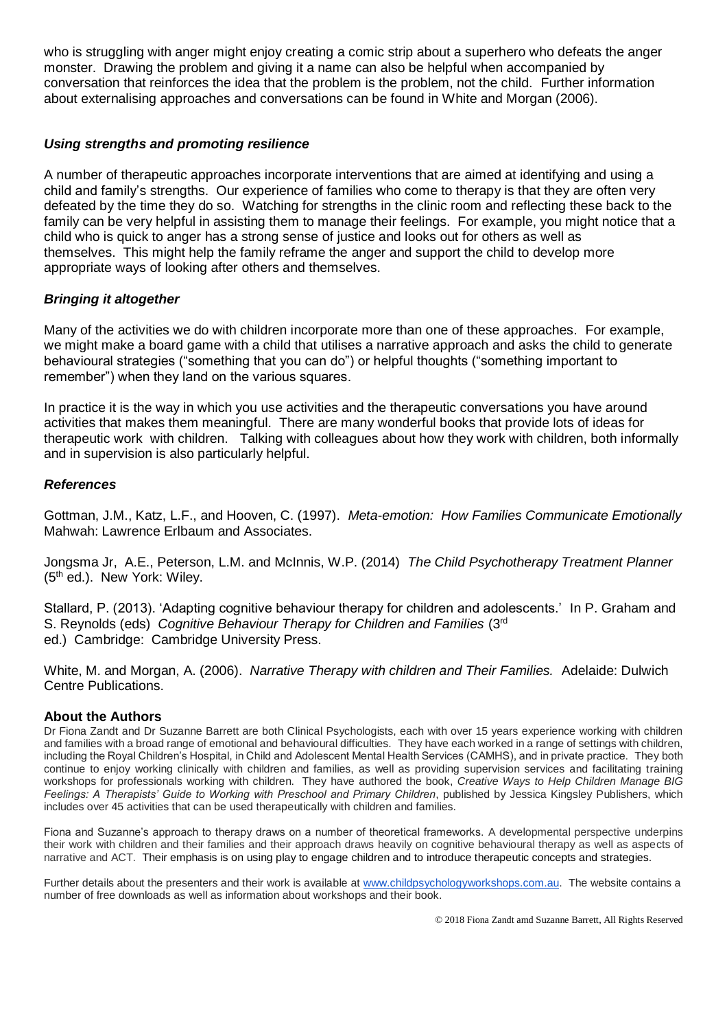who is struggling with anger might enjoy creating a comic strip about a superhero who defeats the anger monster. Drawing the problem and giving it a name can also be helpful when accompanied by conversation that reinforces the idea that the problem is the problem, not the child. Further information about externalising approaches and conversations can be found in White and Morgan (2006).

### *Using strengths and promoting resilience*

A number of therapeutic approaches incorporate interventions that are aimed at identifying and using a child and family's strengths. Our experience of families who come to therapy is that they are often very defeated by the time they do so. Watching for strengths in the clinic room and reflecting these back to the family can be very helpful in assisting them to manage their feelings. For example, you might notice that a child who is quick to anger has a strong sense of justice and looks out for others as well as themselves. This might help the family reframe the anger and support the child to develop more appropriate ways of looking after others and themselves.

### *Bringing it altogether*

Many of the activities we do with children incorporate more than one of these approaches. For example, we might make a board game with a child that utilises a narrative approach and asks the child to generate behavioural strategies ("something that you can do") or helpful thoughts ("something important to remember") when they land on the various squares.

In practice it is the way in which you use activities and the therapeutic conversations you have around activities that makes them meaningful. There are many wonderful books that provide lots of ideas for therapeutic work with children. Talking with colleagues about how they work with children, both informally and in supervision is also particularly helpful.

### *References*

Gottman, J.M., Katz, L.F., and Hooven, C. (1997). *Meta-emotion: How Families Communicate Emotionally* Mahwah: Lawrence Erlbaum and Associates.

Jongsma Jr, A.E., Peterson, L.M. and McInnis, W.P. (2014) *The Child Psychotherapy Treatment Planner* (5th ed.). New York: Wiley.

Stallard, P. (2013). 'Adapting cognitive behaviour therapy for children and adolescents.' In P. Graham and S. Reynolds (eds) *Cognitive Behaviour Therapy for Children and Families* (3rd ed.) Cambridge: Cambridge University Press.

White, M. and Morgan, A. (2006). *Narrative Therapy with children and Their Families.* Adelaide: Dulwich Centre Publications.

### About the Authors

Dr Fiona Zandt and Dr Suzanne Barrett are both Clinical Psychologists, each with over 15 years experience working with children and families with a broad range of emotional and behavioural difficulties. They have each worked in a range of settings with children, including the Royal Children's Hospital, in Child and Adolescent Mental Health Services (CAMHS), and in private practice. They both continue to enjoy working clinically with children and families, as well as providing supervision services and facilitating training workshops for professionals working with children. They have authored the book, *Creative Ways to Help Children Manage BIG Feelings: A Therapists' Guide to Working with Preschool and Primary Children*, published by Jessica Kingsley Publishers, which includes over 45 activities that can be used therapeutically with children and families.

Fiona and Suzanne's approach to therapy draws on a number of theoretical frameworks. A developmental perspective underpins their work with children and their families and their approach draws heavily on cognitive behavioural therapy as well as aspects of narrative and ACT. Their emphasis is on using play to engage children and to introduce therapeutic concepts and strategies.

Further details about the presenters and their work is available at www.childpsychologyworkshops.com.au. The website contains a number of free downloads as well as information about workshops and their book.

© 2018 Fiona Zandt amd Suzanne Barrett, All Rights Reserved